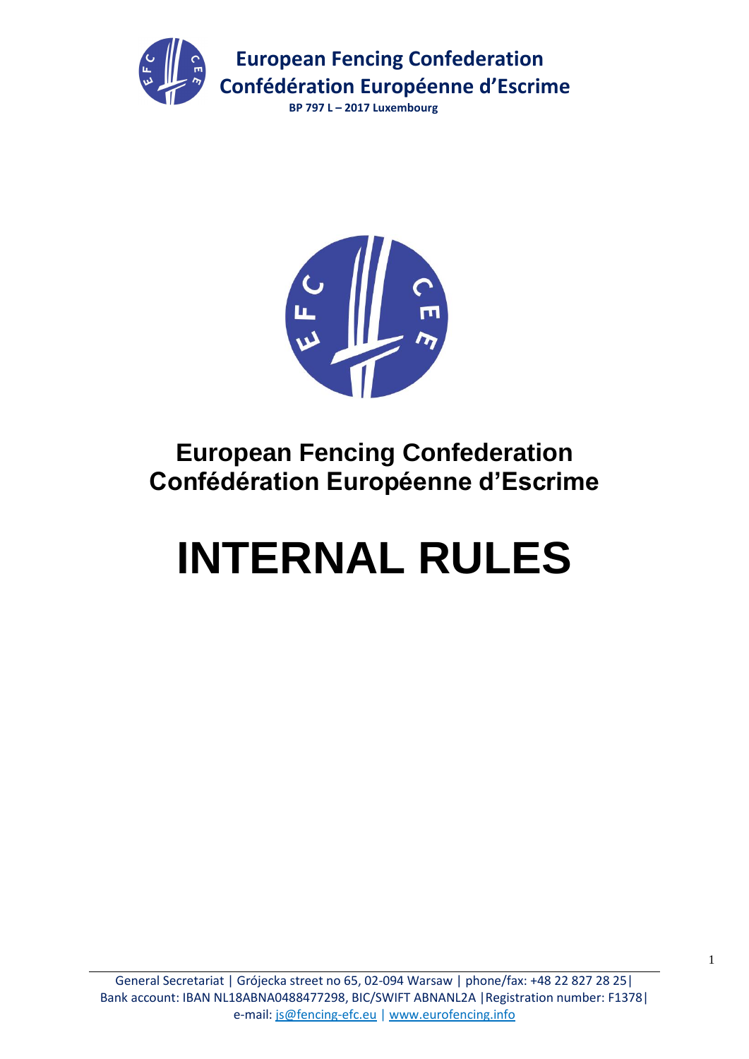**European Fencing Confederation**
**Confédération Européenne d'Escrime**
**BP 797 L – 2017 Luxembourg**

# European Fencing Confederation
# Confédération Européenne d'Escrime

# INTERNAL RULES

General Secretariat | Grójecka street no 65, 02-094 Warsaw | phone/fax: +48 22 827 28 25|
Bank account: IBAN NL18ABNA0488477298, BIC/SWIFT ABNANL2A |Registration number: F1378|
e-mail: js@fencing-efc.eu | www.eurofencing.info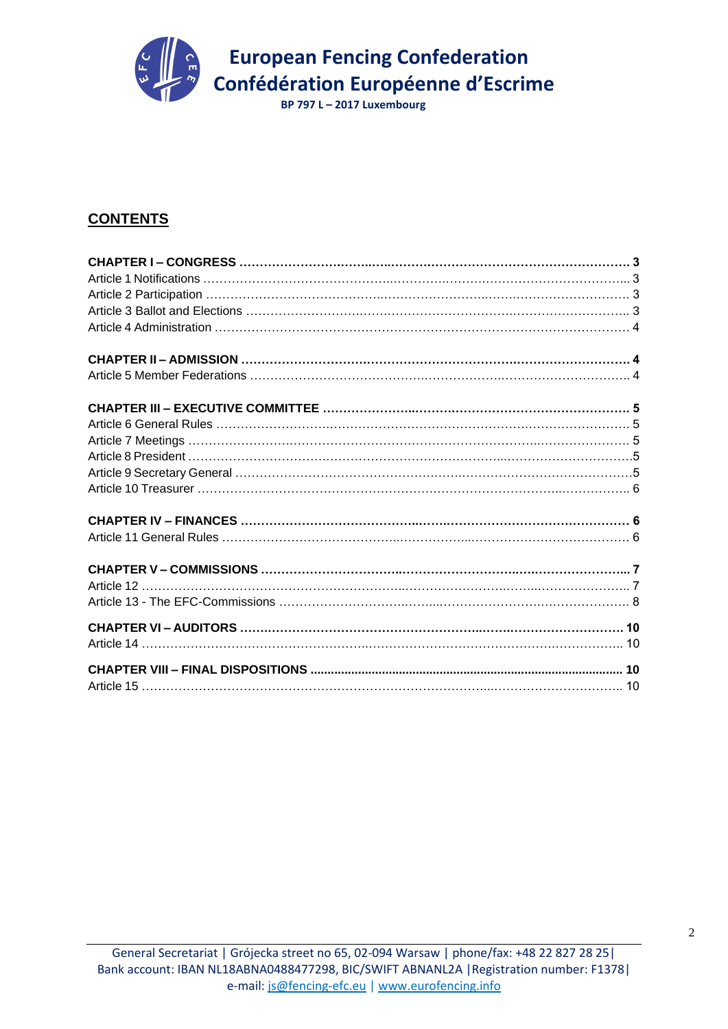## CONTENTS

| | |
|---|---|
| **CHAPTER I – CONGRESS** | **3** |
| Article 1 Notifications | 3 |
| Article 2 Participation | 3 |
| Article 3 Ballot and Elections | 3 |
| Article 4 Administration | 4 |
| **CHAPTER II – ADMISSION** | **4** |
| Article 5 Member Federations | 4 |
| **CHAPTER III – EXECUTIVE COMMITTEE** | **5** |
| Article 6 General Rules | 5 |
| Article 7 Meetings | 5 |
| Article 8 President | 5 |
| Article 9 Secretary General | 5 |
| Article 10 Treasurer | 6 |
| **CHAPTER IV – FINANCES** | **6** |
| Article 11 General Rules | 6 |
| **CHAPTER V – COMMISSIONS** | **7** |
| Article 12 | 7 |
| Article 13 - The EFC-Commissions | 8 |
| **CHAPTER VI – AUDITORS** | **10** |
| Article 14 | 10 |
| **CHAPTER VIII – FINAL DISPOSITIONS** | **10** |
| Article 15 | 10 |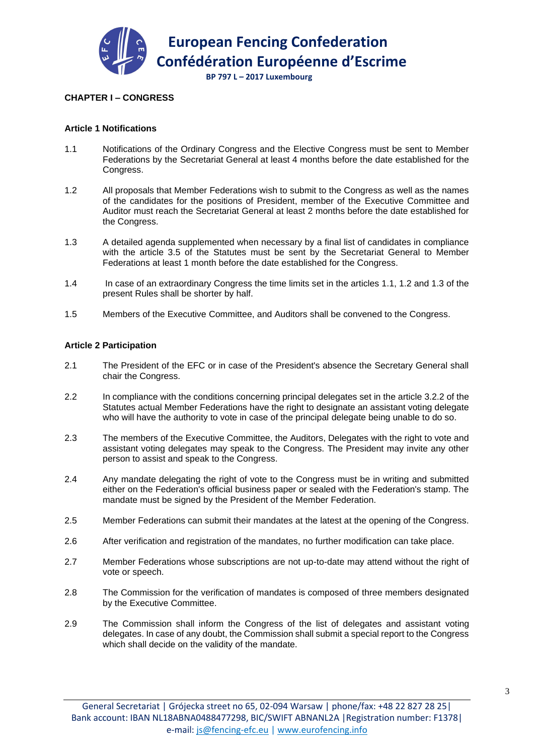## CHAPTER I – CONGRESS

### Article 1 Notifications

1.1 Notifications of the Ordinary Congress and the Elective Congress must be sent to Member Federations by the Secretariat General at least 4 months before the date established for the Congress.

1.2 All proposals that Member Federations wish to submit to the Congress as well as the names of the candidates for the positions of President, member of the Executive Committee and Auditor must reach the Secretariat General at least 2 months before the date established for the Congress.

1.3 A detailed agenda supplemented when necessary by a final list of candidates in compliance with the article 3.5 of the Statutes must be sent by the Secretariat General to Member Federations at least 1 month before the date established for the Congress.

1.4 In case of an extraordinary Congress the time limits set in the articles 1.1, 1.2 and 1.3 of the present Rules shall be shorter by half.

1.5 Members of the Executive Committee, and Auditors shall be convened to the Congress.

### Article 2 Participation

2.1 The President of the EFC or in case of the President's absence the Secretary General shall chair the Congress.

2.2 In compliance with the conditions concerning principal delegates set in the article 3.2.2 of the Statutes actual Member Federations have the right to designate an assistant voting delegate who will have the authority to vote in case of the principal delegate being unable to do so.

2.3 The members of the Executive Committee, the Auditors, Delegates with the right to vote and assistant voting delegates may speak to the Congress. The President may invite any other person to assist and speak to the Congress.

2.4 Any mandate delegating the right of vote to the Congress must be in writing and submitted either on the Federation's official business paper or sealed with the Federation's stamp. The mandate must be signed by the President of the Member Federation.

2.5 Member Federations can submit their mandates at the latest at the opening of the Congress.

2.6 After verification and registration of the mandates, no further modification can take place.

2.7 Member Federations whose subscriptions are not up-to-date may attend without the right of vote or speech.

2.8 The Commission for the verification of mandates is composed of three members designated by the Executive Committee.

2.9 The Commission shall inform the Congress of the list of delegates and assistant voting delegates. In case of any doubt, the Commission shall submit a special report to the Congress which shall decide on the validity of the mandate.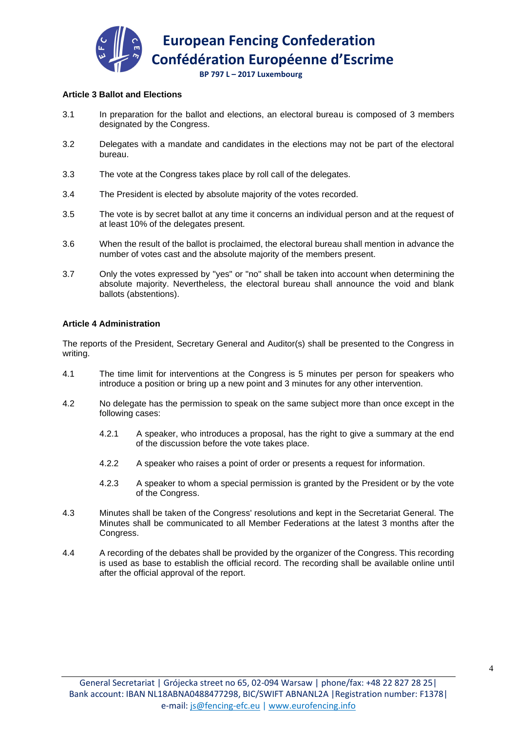### Article 3 Ballot and Elections

3.1 In preparation for the ballot and elections, an electoral bureau is composed of 3 members designated by the Congress.

3.2 Delegates with a mandate and candidates in the elections may not be part of the electoral bureau.

3.3 The vote at the Congress takes place by roll call of the delegates.

3.4 The President is elected by absolute majority of the votes recorded.

3.5 The vote is by secret ballot at any time it concerns an individual person and at the request of at least 10% of the delegates present.

3.6 When the result of the ballot is proclaimed, the electoral bureau shall mention in advance the number of votes cast and the absolute majority of the members present.

3.7 Only the votes expressed by "yes" or "no" shall be taken into account when determining the absolute majority. Nevertheless, the electoral bureau shall announce the void and blank ballots (abstentions).

### Article 4 Administration

The reports of the President, Secretary General and Auditor(s) shall be presented to the Congress in writing.

4.1 The time limit for interventions at the Congress is 5 minutes per person for speakers who introduce a position or bring up a new point and 3 minutes for any other intervention.

4.2 No delegate has the permission to speak on the same subject more than once except in the following cases:

4.2.1 A speaker, who introduces a proposal, has the right to give a summary at the end of the discussion before the vote takes place.

4.2.2 A speaker who raises a point of order or presents a request for information.

4.2.3 A speaker to whom a special permission is granted by the President or by the vote of the Congress.

4.3 Minutes shall be taken of the Congress' resolutions and kept in the Secretariat General. The Minutes shall be communicated to all Member Federations at the latest 3 months after the Congress.

4.4 A recording of the debates shall be provided by the organizer of the Congress. This recording is used as base to establish the official record. The recording shall be available online until after the official approval of the report.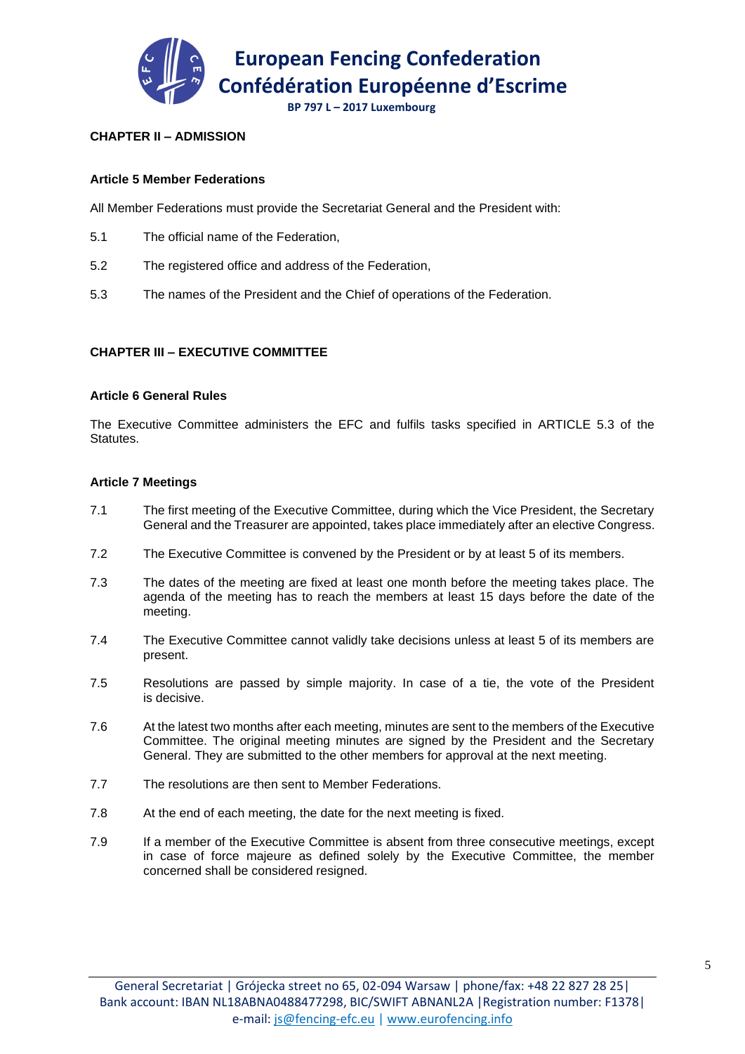## CHAPTER II – ADMISSION

### Article 5 Member Federations

All Member Federations must provide the Secretariat General and the President with:

5.1 The official name of the Federation,

5.2 The registered office and address of the Federation,

5.3 The names of the President and the Chief of operations of the Federation.

## CHAPTER III – EXECUTIVE COMMITTEE

### Article 6 General Rules

The Executive Committee administers the EFC and fulfils tasks specified in ARTICLE 5.3 of the Statutes.

### Article 7 Meetings

7.1 The first meeting of the Executive Committee, during which the Vice President, the Secretary General and the Treasurer are appointed, takes place immediately after an elective Congress.

7.2 The Executive Committee is convened by the President or by at least 5 of its members.

7.3 The dates of the meeting are fixed at least one month before the meeting takes place. The agenda of the meeting has to reach the members at least 15 days before the date of the meeting.

7.4 The Executive Committee cannot validly take decisions unless at least 5 of its members are present.

7.5 Resolutions are passed by simple majority. In case of a tie, the vote of the President is decisive.

7.6 At the latest two months after each meeting, minutes are sent to the members of the Executive Committee. The original meeting minutes are signed by the President and the Secretary General. They are submitted to the other members for approval at the next meeting.

7.7 The resolutions are then sent to Member Federations.

7.8 At the end of each meeting, the date for the next meeting is fixed.

7.9 If a member of the Executive Committee is absent from three consecutive meetings, except in case of force majeure as defined solely by the Executive Committee, the member concerned shall be considered resigned.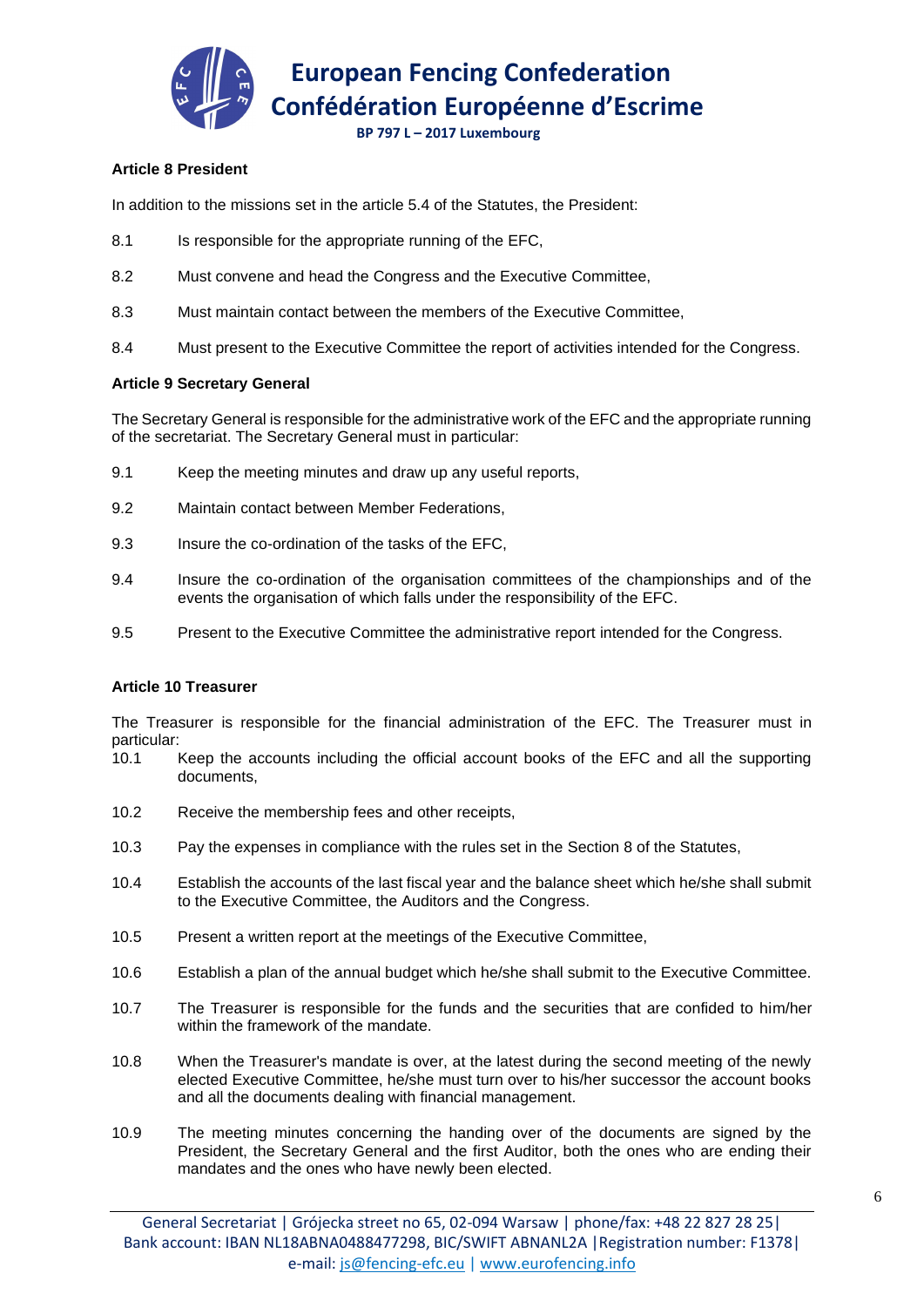### Article 8 President

In addition to the missions set in the article 5.4 of the Statutes, the President:

8.1 Is responsible for the appropriate running of the EFC,

8.2 Must convene and head the Congress and the Executive Committee,

8.3 Must maintain contact between the members of the Executive Committee,

8.4 Must present to the Executive Committee the report of activities intended for the Congress.

### Article 9 Secretary General

The Secretary General is responsible for the administrative work of the EFC and the appropriate running of the secretariat. The Secretary General must in particular:

9.1 Keep the meeting minutes and draw up any useful reports,

9.2 Maintain contact between Member Federations,

9.3 Insure the co-ordination of the tasks of the EFC,

9.4 Insure the co-ordination of the organisation committees of the championships and of the events the organisation of which falls under the responsibility of the EFC.

9.5 Present to the Executive Committee the administrative report intended for the Congress.

### Article 10 Treasurer

The Treasurer is responsible for the financial administration of the EFC. The Treasurer must in particular:

10.1 Keep the accounts including the official account books of the EFC and all the supporting documents,

10.2 Receive the membership fees and other receipts,

10.3 Pay the expenses in compliance with the rules set in the Section 8 of the Statutes,

10.4 Establish the accounts of the last fiscal year and the balance sheet which he/she shall submit to the Executive Committee, the Auditors and the Congress.

10.5 Present a written report at the meetings of the Executive Committee,

10.6 Establish a plan of the annual budget which he/she shall submit to the Executive Committee.

10.7 The Treasurer is responsible for the funds and the securities that are confided to him/her within the framework of the mandate.

10.8 When the Treasurer's mandate is over, at the latest during the second meeting of the newly elected Executive Committee, he/she must turn over to his/her successor the account books and all the documents dealing with financial management.

10.9 The meeting minutes concerning the handing over of the documents are signed by the President, the Secretary General and the first Auditor, both the ones who are ending their mandates and the ones who have newly been elected.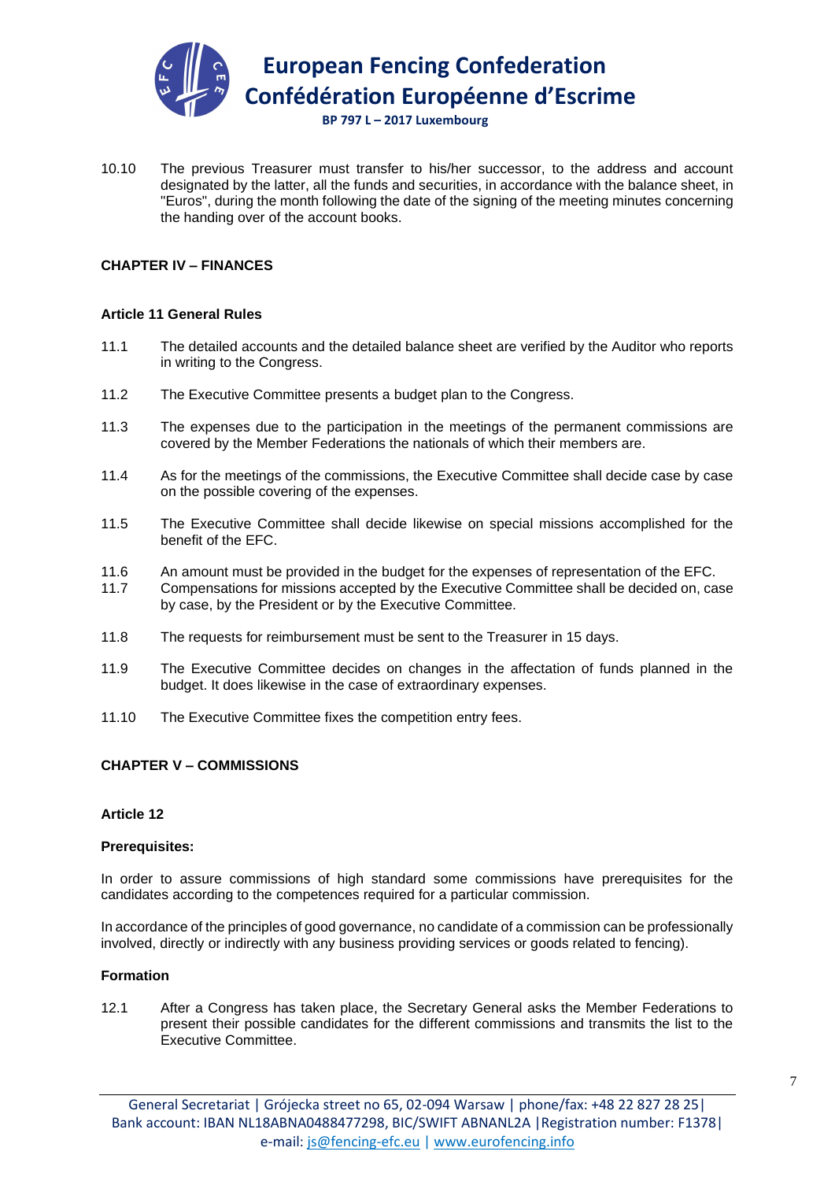10.10 The previous Treasurer must transfer to his/her successor, to the address and account designated by the latter, all the funds and securities, in accordance with the balance sheet, in "Euros", during the month following the date of the signing of the meeting minutes concerning the handing over of the account books.

## CHAPTER IV – FINANCES

### Article 11 General Rules

11.1 The detailed accounts and the detailed balance sheet are verified by the Auditor who reports in writing to the Congress.

11.2 The Executive Committee presents a budget plan to the Congress.

11.3 The expenses due to the participation in the meetings of the permanent commissions are covered by the Member Federations the nationals of which their members are.

11.4 As for the meetings of the commissions, the Executive Committee shall decide case by case on the possible covering of the expenses.

11.5 The Executive Committee shall decide likewise on special missions accomplished for the benefit of the EFC.

11.6 An amount must be provided in the budget for the expenses of representation of the EFC.

11.7 Compensations for missions accepted by the Executive Committee shall be decided on, case by case, by the President or by the Executive Committee.

11.8 The requests for reimbursement must be sent to the Treasurer in 15 days.

11.9 The Executive Committee decides on changes in the affectation of funds planned in the budget. It does likewise in the case of extraordinary expenses.

11.10 The Executive Committee fixes the competition entry fees.

## CHAPTER V – COMMISSIONS

### Article 12

**Prerequisites:**

In order to assure commissions of high standard some commissions have prerequisites for the candidates according to the competences required for a particular commission.

In accordance of the principles of good governance, no candidate of a commission can be professionally involved, directly or indirectly with any business providing services or goods related to fencing).

**Formation**

12.1 After a Congress has taken place, the Secretary General asks the Member Federations to present their possible candidates for the different commissions and transmits the list to the Executive Committee.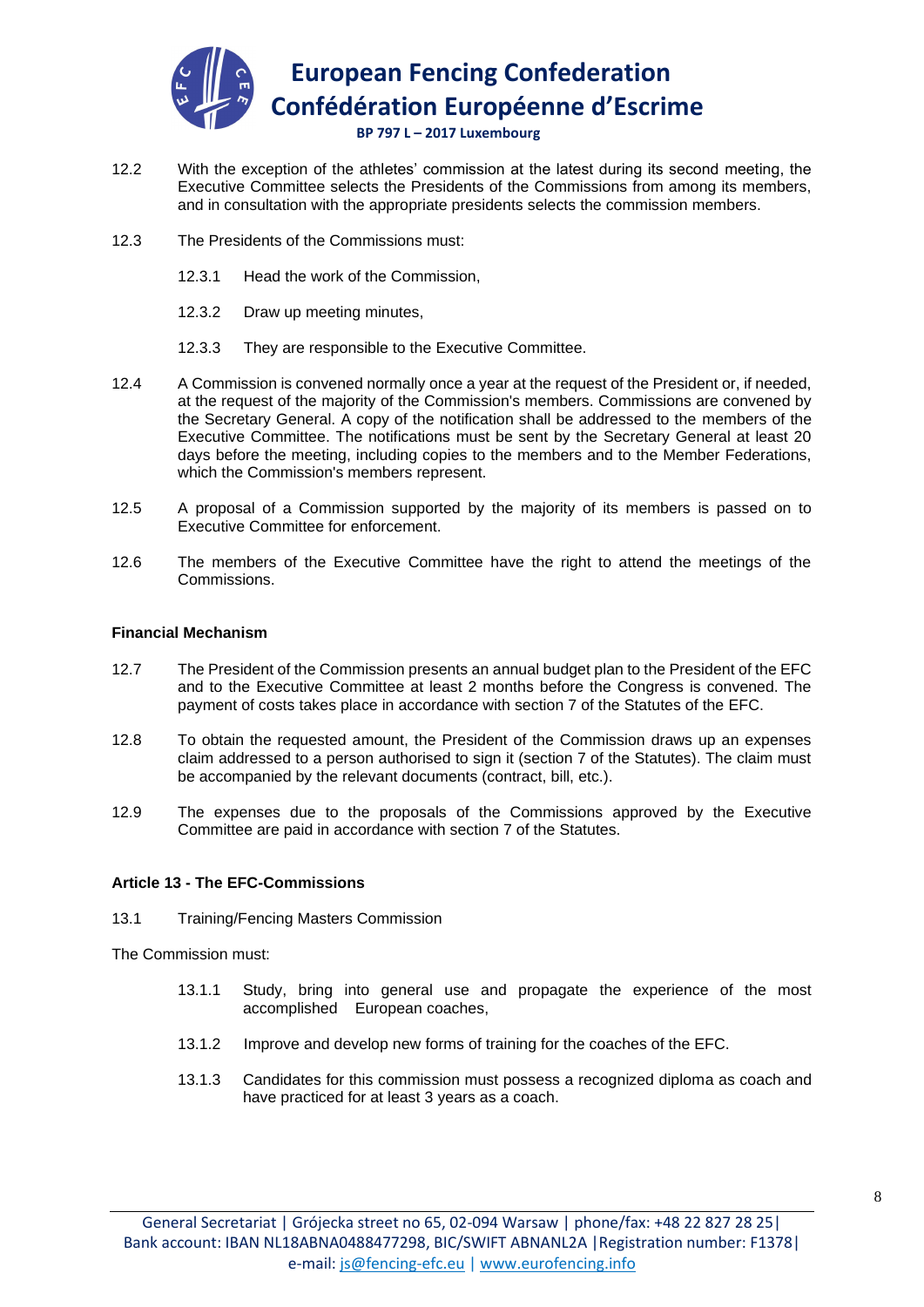12.2 With the exception of the athletes' commission at the latest during its second meeting, the Executive Committee selects the Presidents of the Commissions from among its members, and in consultation with the appropriate presidents selects the commission members.

12.3 The Presidents of the Commissions must:

- 12.3.1 Head the work of the Commission,
- 12.3.2 Draw up meeting minutes,
- 12.3.3 They are responsible to the Executive Committee.

12.4 A Commission is convened normally once a year at the request of the President or, if needed, at the request of the majority of the Commission's members. Commissions are convened by the Secretary General. A copy of the notification shall be addressed to the members of the Executive Committee. The notifications must be sent by the Secretary General at least 20 days before the meeting, including copies to the members and to the Member Federations, which the Commission's members represent.

12.5 A proposal of a Commission supported by the majority of its members is passed on to Executive Committee for enforcement.

12.6 The members of the Executive Committee have the right to attend the meetings of the Commissions.

**Financial Mechanism**

12.7 The President of the Commission presents an annual budget plan to the President of the EFC and to the Executive Committee at least 2 months before the Congress is convened. The payment of costs takes place in accordance with section 7 of the Statutes of the EFC.

12.8 To obtain the requested amount, the President of the Commission draws up an expenses claim addressed to a person authorised to sign it (section 7 of the Statutes). The claim must be accompanied by the relevant documents (contract, bill, etc.).

12.9 The expenses due to the proposals of the Commissions approved by the Executive Committee are paid in accordance with section 7 of the Statutes.

**Article 13 - The EFC-Commissions**

13.1 Training/Fencing Masters Commission

The Commission must:

- 13.1.1 Study, bring into general use and propagate the experience of the most accomplished European coaches,
- 13.1.2 Improve and develop new forms of training for the coaches of the EFC.
- 13.1.3 Candidates for this commission must possess a recognized diploma as coach and have practiced for at least 3 years as a coach.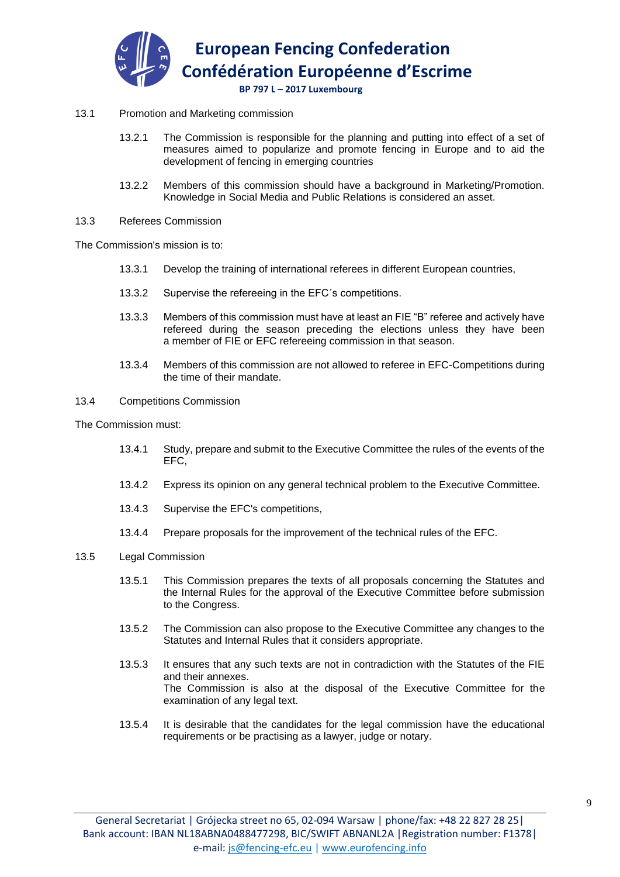13.1 Promotion and Marketing commission

13.2.1 The Commission is responsible for the planning and putting into effect of a set of measures aimed to popularize and promote fencing in Europe and to aid the development of fencing in emerging countries

13.2.2 Members of this commission should have a background in Marketing/Promotion. Knowledge in Social Media and Public Relations is considered an asset.

13.3 Referees Commission

The Commission's mission is to:

13.3.1 Develop the training of international referees in different European countries,

13.3.2 Supervise the refereeing in the EFC´s competitions.

13.3.3 Members of this commission must have at least an FIE "B" referee and actively have refereed during the season preceding the elections unless they have been a member of FIE or EFC refereeing commission in that season.

13.3.4 Members of this commission are not allowed to referee in EFC-Competitions during the time of their mandate.

13.4 Competitions Commission

The Commission must:

13.4.1 Study, prepare and submit to the Executive Committee the rules of the events of the EFC,

13.4.2 Express its opinion on any general technical problem to the Executive Committee.

13.4.3 Supervise the EFC's competitions,

13.4.4 Prepare proposals for the improvement of the technical rules of the EFC.

13.5 Legal Commission

13.5.1 This Commission prepares the texts of all proposals concerning the Statutes and the Internal Rules for the approval of the Executive Committee before submission to the Congress.

13.5.2 The Commission can also propose to the Executive Committee any changes to the Statutes and Internal Rules that it considers appropriate.

13.5.3 It ensures that any such texts are not in contradiction with the Statutes of the FIE and their annexes.
The Commission is also at the disposal of the Executive Committee for the examination of any legal text.

13.5.4 It is desirable that the candidates for the legal commission have the educational requirements or be practising as a lawyer, judge or notary.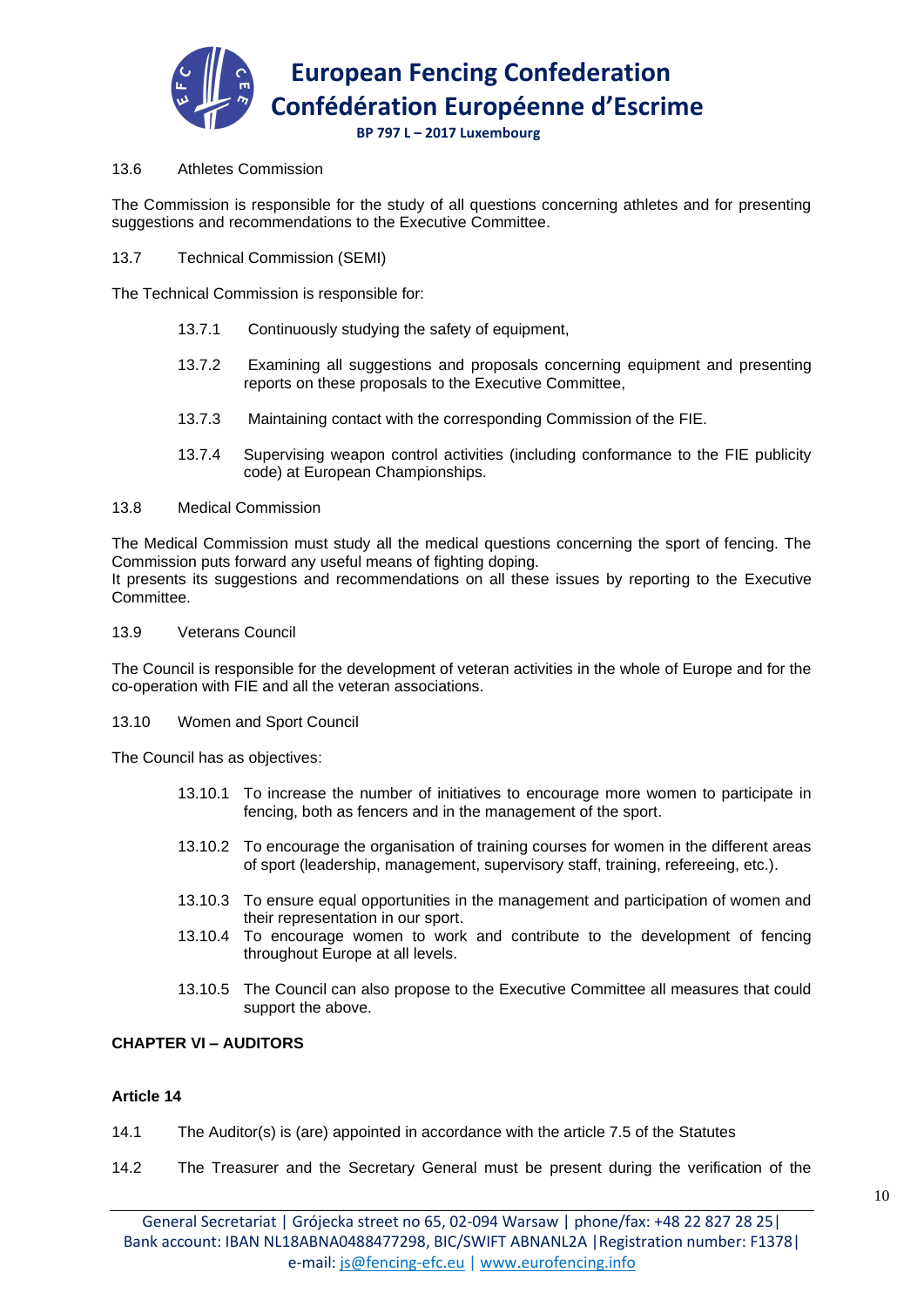13.6 Athletes Commission

The Commission is responsible for the study of all questions concerning athletes and for presenting suggestions and recommendations to the Executive Committee.

13.7 Technical Commission (SEMI)

The Technical Commission is responsible for:

- 13.7.1 Continuously studying the safety of equipment,
- 13.7.2 Examining all suggestions and proposals concerning equipment and presenting reports on these proposals to the Executive Committee,
- 13.7.3 Maintaining contact with the corresponding Commission of the FIE.
- 13.7.4 Supervising weapon control activities (including conformance to the FIE publicity code) at European Championships.

13.8 Medical Commission

The Medical Commission must study all the medical questions concerning the sport of fencing. The Commission puts forward any useful means of fighting doping.
It presents its suggestions and recommendations on all these issues by reporting to the Executive Committee.

13.9 Veterans Council

The Council is responsible for the development of veteran activities in the whole of Europe and for the co-operation with FIE and all the veteran associations.

13.10 Women and Sport Council

The Council has as objectives:

- 13.10.1 To increase the number of initiatives to encourage more women to participate in fencing, both as fencers and in the management of the sport.
- 13.10.2 To encourage the organisation of training courses for women in the different areas of sport (leadership, management, supervisory staff, training, refereeing, etc.).
- 13.10.3 To ensure equal opportunities in the management and participation of women and their representation in our sport.
- 13.10.4 To encourage women to work and contribute to the development of fencing throughout Europe at all levels.
- 13.10.5 The Council can also propose to the Executive Committee all measures that could support the above.

## CHAPTER VI – AUDITORS

### Article 14

14.1 The Auditor(s) is (are) appointed in accordance with the article 7.5 of the Statutes

14.2 The Treasurer and the Secretary General must be present during the verification of the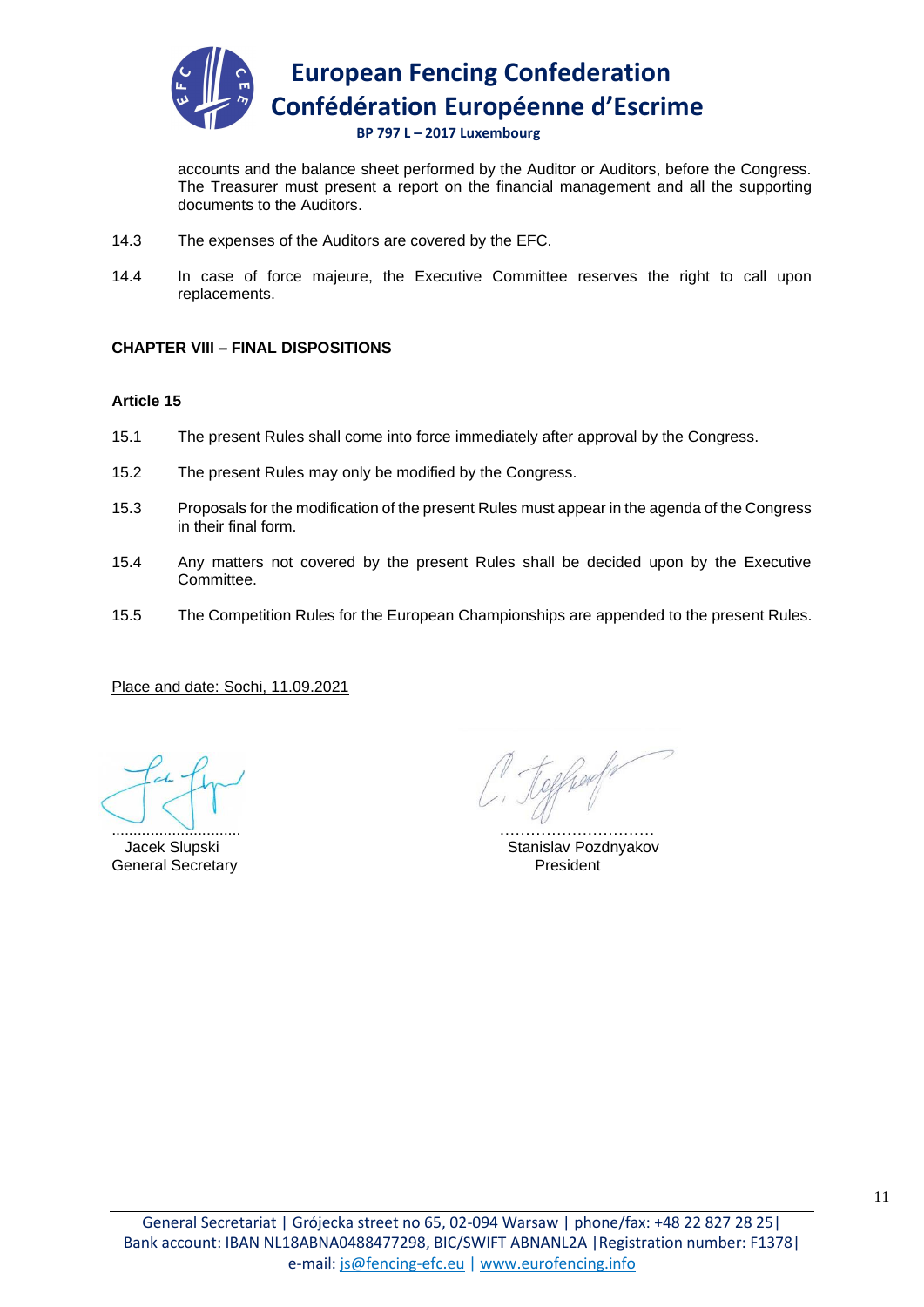accounts and the balance sheet performed by the Auditor or Auditors, before the Congress. The Treasurer must present a report on the financial management and all the supporting documents to the Auditors.

14.3 The expenses of the Auditors are covered by the EFC.

14.4 In case of force majeure, the Executive Committee reserves the right to call upon replacements.

**CHAPTER VIII – FINAL DISPOSITIONS**

**Article 15**

15.1 The present Rules shall come into force immediately after approval by the Congress.

15.2 The present Rules may only be modified by the Congress.

15.3 Proposals for the modification of the present Rules must appear in the agenda of the Congress in their final form.

15.4 Any matters not covered by the present Rules shall be decided upon by the Executive Committee.

15.5 The Competition Rules for the European Championships are appended to the present Rules.

Place and date: Sochi, 11.09.2021

.............................
Jacek Slupski
General Secretary

…………………………
Stanislav Pozdnyakov
President